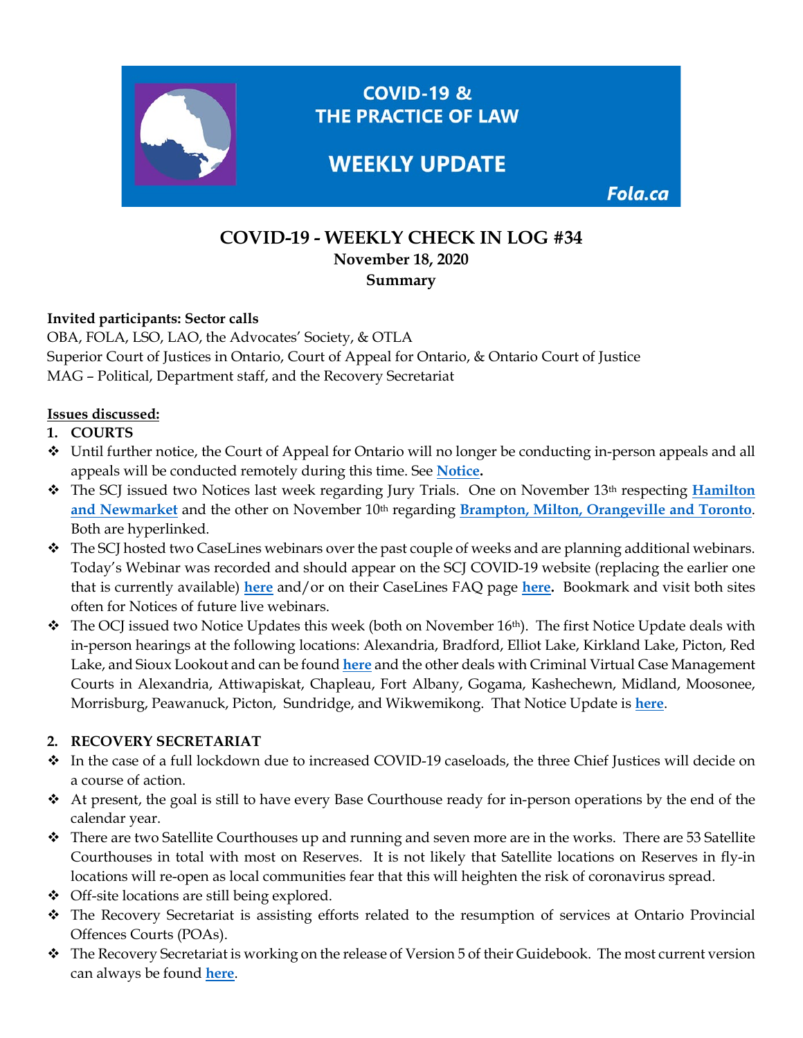COVID-19 & THE PRACTICE OF LAW

WEEKLY UPDATE

Fola.ca

# COVID-19 - WEEKLY CHECK IN LOG #34

**November 18, 2020**

**Summary**

**Invited participants: Sector calls**

OBA, FOLA, LSO, LAO, the Advocates' Society, & OTLA
Superior Court of Justices in Ontario, Court of Appeal for Ontario, & Ontario Court of Justice
MAG – Political, Department staff, and the Recovery Secretariat

**Issues discussed:**

1. **COURTS**

- Until further notice, the Court of Appeal for Ontario will no longer be conducting in-person appeals and all appeals will be conducted remotely during this time. See **Notice.**
- The SCJ issued two Notices last week regarding Jury Trials. One on November 13th respecting **Hamilton and Newmarket** and the other on November 10th regarding **Brampton, Milton, Orangeville and Toronto**. Both are hyperlinked.
- The SCJ hosted two CaseLines webinars over the past couple of weeks and are planning additional webinars. Today's Webinar was recorded and should appear on the SCJ COVID-19 website (replacing the earlier one that is currently available) **here** and/or on their CaseLines FAQ page **here.** Bookmark and visit both sites often for Notices of future live webinars.
- The OCJ issued two Notice Updates this week (both on November 16th). The first Notice Update deals with in-person hearings at the following locations: Alexandria, Bradford, Elliot Lake, Kirkland Lake, Picton, Red Lake, and Sioux Lookout and can be found **here** and the other deals with Criminal Virtual Case Management Courts in Alexandria, Attiwapiskat, Chapleau, Fort Albany, Gogama, Kashechewn, Midland, Moosonee, Morrisburg, Peawanuck, Picton, Sundridge, and Wikwemikong. That Notice Update is **here**.

2. **RECOVERY SECRETARIAT**

- In the case of a full lockdown due to increased COVID-19 caseloads, the three Chief Justices will decide on a course of action.
- At present, the goal is still to have every Base Courthouse ready for in-person operations by the end of the calendar year.
- There are two Satellite Courthouses up and running and seven more are in the works. There are 53 Satellite Courthouses in total with most on Reserves. It is not likely that Satellite locations on Reserves in fly-in locations will re-open as local communities fear that this will heighten the risk of coronavirus spread.
- Off-site locations are still being explored.
- The Recovery Secretariat is assisting efforts related to the resumption of services at Ontario Provincial Offences Courts (POAs).
- The Recovery Secretariat is working on the release of Version 5 of their Guidebook. The most current version can always be found **here**.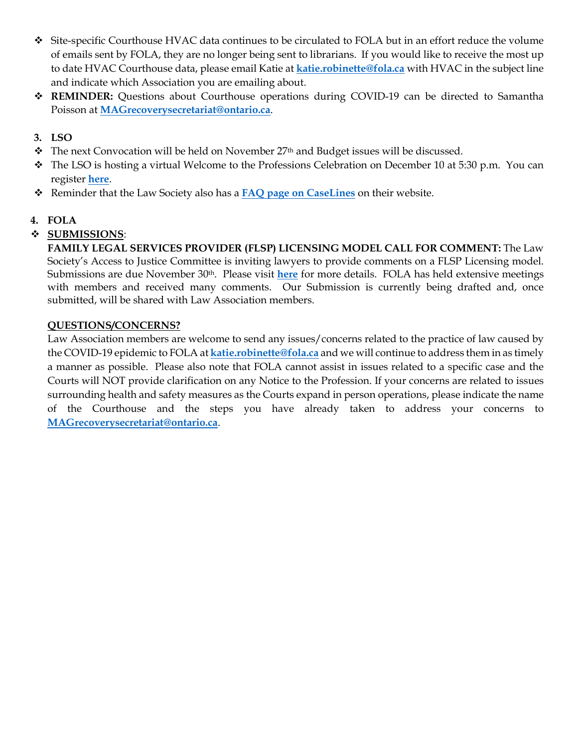- Site-specific Courthouse HVAC data continues to be circulated to FOLA but in an effort reduce the volume of emails sent by FOLA, they are no longer being sent to librarians. If you would like to receive the most up to date HVAC Courthouse data, please email Katie at **katie.robinette@fola.ca** with HVAC in the subject line and indicate which Association you are emailing about.
- **REMINDER:** Questions about Courthouse operations during COVID-19 can be directed to Samantha Poisson at **MAGrecoverysecretariat@ontario.ca**.

**3. LSO**

- The next Convocation will be held on November 27th and Budget issues will be discussed.
- The LSO is hosting a virtual Welcome to the Professions Celebration on December 10 at 5:30 p.m. You can register **here**.
- Reminder that the Law Society also has a **FAQ page on CaseLines** on their website.

**4. FOLA**

- **SUBMISSIONS**:

  **FAMILY LEGAL SERVICES PROVIDER (FLSP) LICENSING MODEL CALL FOR COMMENT:** The Law Society's Access to Justice Committee is inviting lawyers to provide comments on a FLSP Licensing model. Submissions are due November 30th. Please visit **here** for more details. FOLA has held extensive meetings with members and received many comments. Our Submission is currently being drafted and, once submitted, will be shared with Law Association members.

  **QUESTIONS/CONCERNS?**

  Law Association members are welcome to send any issues/concerns related to the practice of law caused by the COVID-19 epidemic to FOLA at **katie.robinette@fola.ca** and we will continue to address them in as timely a manner as possible. Please also note that FOLA cannot assist in issues related to a specific case and the Courts will NOT provide clarification on any Notice to the Profession. If your concerns are related to issues surrounding health and safety measures as the Courts expand in person operations, please indicate the name of the Courthouse and the steps you have already taken to address your concerns to **MAGrecoverysecretariat@ontario.ca**.